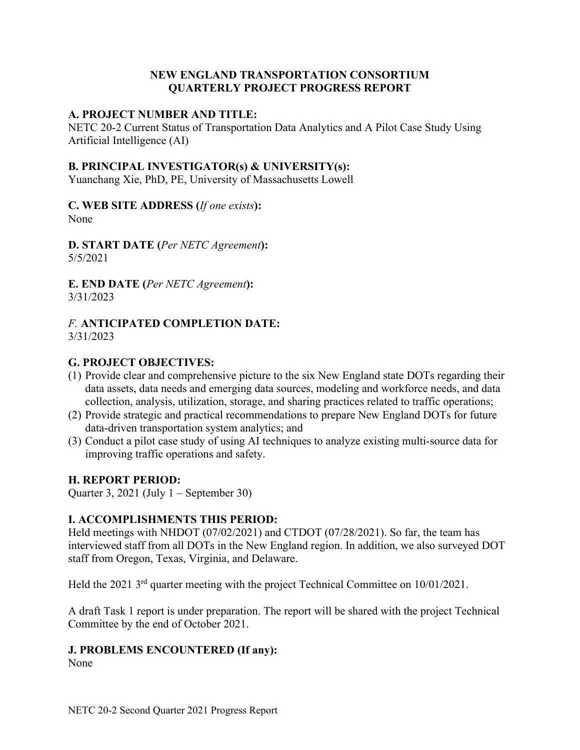# NEW ENGLAND TRANSPORTATION CONSORTIUM
# QUARTERLY PROJECT PROGRESS REPORT

## A. PROJECT NUMBER AND TITLE:

NETC 20-2 Current Status of Transportation Data Analytics and A Pilot Case Study Using Artificial Intelligence (AI)

## B. PRINCIPAL INVESTIGATOR(s) & UNIVERSITY(s):

Yuanchang Xie, PhD, PE, University of Massachusetts Lowell

## C. WEB SITE ADDRESS (*If one exists*):

None

## D. START DATE (*Per NETC Agreement*):

5/5/2021

## E. END DATE (*Per NETC Agreement*):

3/31/2023

## *F.* ANTICIPATED COMPLETION DATE:

3/31/2023

## G. PROJECT OBJECTIVES:

(1) Provide clear and comprehensive picture to the six New England state DOTs regarding their data assets, data needs and emerging data sources, modeling and workforce needs, and data collection, analysis, utilization, storage, and sharing practices related to traffic operations;
(2) Provide strategic and practical recommendations to prepare New England DOTs for future data-driven transportation system analytics; and
(3) Conduct a pilot case study of using AI techniques to analyze existing multi-source data for improving traffic operations and safety.

## H. REPORT PERIOD:

Quarter 3, 2021 (July 1 – September 30)

## I. ACCOMPLISHMENTS THIS PERIOD:

Held meetings with NHDOT (07/02/2021) and CTDOT (07/28/2021). So far, the team has interviewed staff from all DOTs in the New England region. In addition, we also surveyed DOT staff from Oregon, Texas, Virginia, and Delaware.

Held the 2021 3rd quarter meeting with the project Technical Committee on 10/01/2021.

A draft Task 1 report is under preparation. The report will be shared with the project Technical Committee by the end of October 2021.

## J. PROBLEMS ENCOUNTERED (If any):

None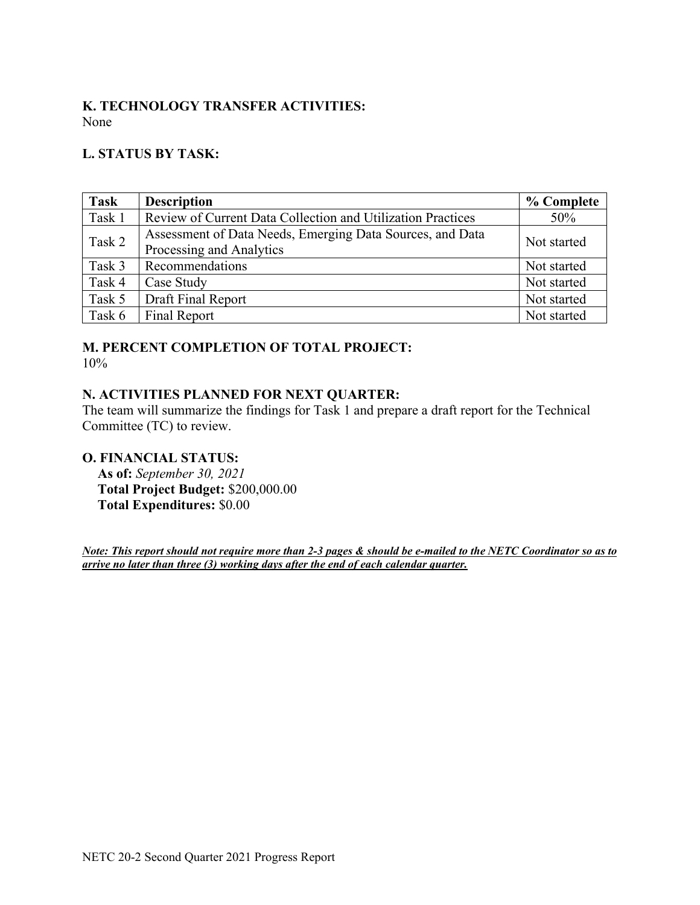**K. TECHNOLOGY TRANSFER ACTIVITIES:**
None

**L. STATUS BY TASK:**

| Task | Description | % Complete |
|---|---|---|
| Task 1 | Review of Current Data Collection and Utilization Practices | 50% |
| Task 2 | Assessment of Data Needs, Emerging Data Sources, and Data Processing and Analytics | Not started |
| Task 3 | Recommendations | Not started |
| Task 4 | Case Study | Not started |
| Task 5 | Draft Final Report | Not started |
| Task 6 | Final Report | Not started |

**M. PERCENT COMPLETION OF TOTAL PROJECT:**
10%

**N. ACTIVITIES PLANNED FOR NEXT QUARTER:**
The team will summarize the findings for Task 1 and prepare a draft report for the Technical Committee (TC) to review.

**O. FINANCIAL STATUS:**
**As of:** *September 30, 2021*
**Total Project Budget:** $200,000.00
**Total Expenditures:** $0.00

***Note: This report should not require more than 2-3 pages & should be e-mailed to the NETC Coordinator so as to arrive no later than three (3) working days after the end of each calendar quarter.***